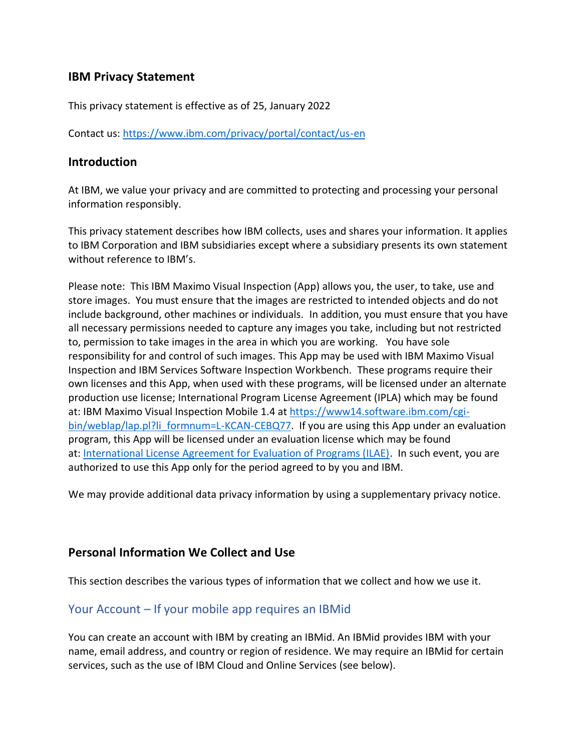## IBM Privacy Statement

This privacy statement is effective as of 25, January 2022

Contact us: [https://www.ibm.com/privacy/portal/contact/us-en](https://www.ibm.com/privacy/portal/contact/us-en)

## Introduction

At IBM, we value your privacy and are committed to protecting and processing your personal information responsibly.

This privacy statement describes how IBM collects, uses and shares your information. It applies to IBM Corporation and IBM subsidiaries except where a subsidiary presents its own statement without reference to IBM's.

Please note: This IBM Maximo Visual Inspection (App) allows you, the user, to take, use and store images. You must ensure that the images are restricted to intended objects and do not include background, other machines or individuals. In addition, you must ensure that you have all necessary permissions needed to capture any images you take, including but not restricted to, permission to take images in the area in which you are working. You have sole responsibility for and control of such images. This App may be used with IBM Maximo Visual Inspection and IBM Services Software Inspection Workbench. These programs require their own licenses and this App, when used with these programs, will be licensed under an alternate production use license; International Program License Agreement (IPLA) which may be found at: IBM Maximo Visual Inspection Mobile 1.4 at [https://www14.software.ibm.com/cgi-bin/weblap/lap.pl?li_formnum=L-KCAN-CEBQ77](https://www14.software.ibm.com/cgi-bin/weblap/lap.pl?li_formnum=L-KCAN-CEBQ77). If you are using this App under an evaluation program, this App will be licensed under an evaluation license which may be found at: International License Agreement for Evaluation of Programs (ILAE). In such event, you are authorized to use this App only for the period agreed to by you and IBM.

We may provide additional data privacy information by using a supplementary privacy notice.

## Personal Information We Collect and Use

This section describes the various types of information that we collect and how we use it.

### Your Account – If your mobile app requires an IBMid

You can create an account with IBM by creating an IBMid. An IBMid provides IBM with your name, email address, and country or region of residence. We may require an IBMid for certain services, such as the use of IBM Cloud and Online Services (see below).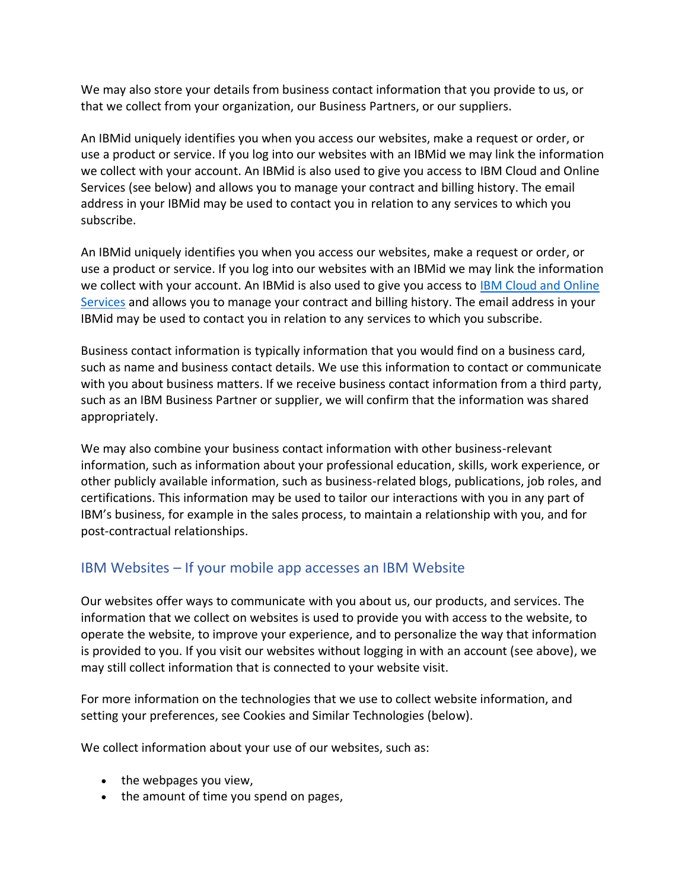We may also store your details from business contact information that you provide to us, or that we collect from your organization, our Business Partners, or our suppliers.

An IBMid uniquely identifies you when you access our websites, make a request or order, or use a product or service. If you log into our websites with an IBMid we may link the information we collect with your account. An IBMid is also used to give you access to IBM Cloud and Online Services (see below) and allows you to manage your contract and billing history. The email address in your IBMid may be used to contact you in relation to any services to which you subscribe.

An IBMid uniquely identifies you when you access our websites, make a request or order, or use a product or service. If you log into our websites with an IBMid we may link the information we collect with your account. An IBMid is also used to give you access to IBM Cloud and Online Services and allows you to manage your contract and billing history. The email address in your IBMid may be used to contact you in relation to any services to which you subscribe.

Business contact information is typically information that you would find on a business card, such as name and business contact details. We use this information to contact or communicate with you about business matters. If we receive business contact information from a third party, such as an IBM Business Partner or supplier, we will confirm that the information was shared appropriately.

We may also combine your business contact information with other business-relevant information, such as information about your professional education, skills, work experience, or other publicly available information, such as business-related blogs, publications, job roles, and certifications. This information may be used to tailor our interactions with you in any part of IBM's business, for example in the sales process, to maintain a relationship with you, and for post-contractual relationships.

## IBM Websites – If your mobile app accesses an IBM Website

Our websites offer ways to communicate with you about us, our products, and services. The information that we collect on websites is used to provide you with access to the website, to operate the website, to improve your experience, and to personalize the way that information is provided to you. If you visit our websites without logging in with an account (see above), we may still collect information that is connected to your website visit.

For more information on the technologies that we use to collect website information, and setting your preferences, see Cookies and Similar Technologies (below).

We collect information about your use of our websites, such as:

- the webpages you view,
- the amount of time you spend on pages,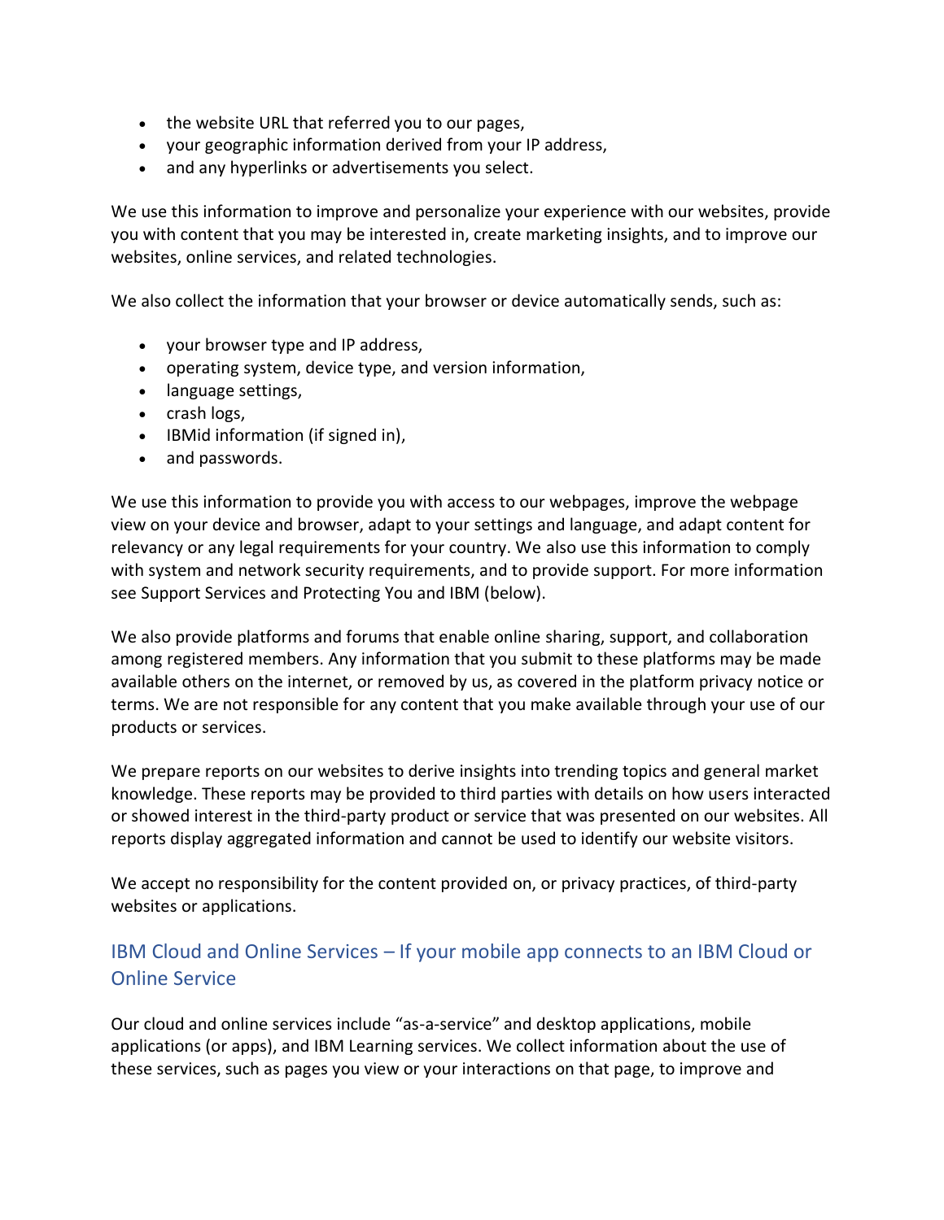- the website URL that referred you to our pages,
- your geographic information derived from your IP address,
- and any hyperlinks or advertisements you select.

We use this information to improve and personalize your experience with our websites, provide you with content that you may be interested in, create marketing insights, and to improve our websites, online services, and related technologies.

We also collect the information that your browser or device automatically sends, such as:

- your browser type and IP address,
- operating system, device type, and version information,
- language settings,
- crash logs,
- IBMid information (if signed in),
- and passwords.

We use this information to provide you with access to our webpages, improve the webpage view on your device and browser, adapt to your settings and language, and adapt content for relevancy or any legal requirements for your country. We also use this information to comply with system and network security requirements, and to provide support. For more information see Support Services and Protecting You and IBM (below).

We also provide platforms and forums that enable online sharing, support, and collaboration among registered members. Any information that you submit to these platforms may be made available others on the internet, or removed by us, as covered in the platform privacy notice or terms. We are not responsible for any content that you make available through your use of our products or services.

We prepare reports on our websites to derive insights into trending topics and general market knowledge. These reports may be provided to third parties with details on how users interacted or showed interest in the third-party product or service that was presented on our websites. All reports display aggregated information and cannot be used to identify our website visitors.

We accept no responsibility for the content provided on, or privacy practices, of third-party websites or applications.

## IBM Cloud and Online Services – If your mobile app connects to an IBM Cloud or Online Service

Our cloud and online services include "as-a-service" and desktop applications, mobile applications (or apps), and IBM Learning services. We collect information about the use of these services, such as pages you view or your interactions on that page, to improve and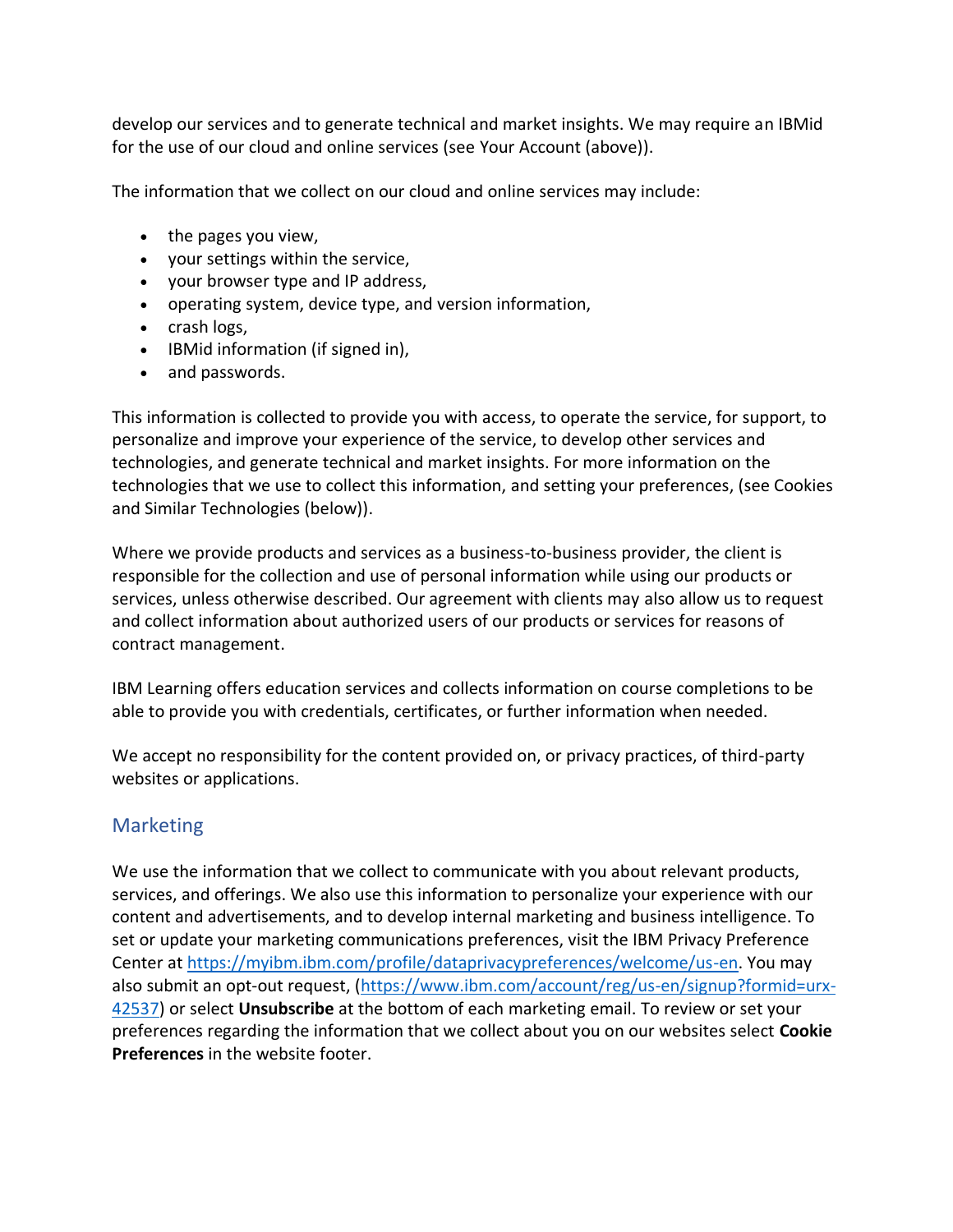develop our services and to generate technical and market insights. We may require an IBMid for the use of our cloud and online services (see Your Account (above)).

The information that we collect on our cloud and online services may include:

- the pages you view,
- your settings within the service,
- your browser type and IP address,
- operating system, device type, and version information,
- crash logs,
- IBMid information (if signed in),
- and passwords.

This information is collected to provide you with access, to operate the service, for support, to personalize and improve your experience of the service, to develop other services and technologies, and generate technical and market insights. For more information on the technologies that we use to collect this information, and setting your preferences, (see Cookies and Similar Technologies (below)).

Where we provide products and services as a business-to-business provider, the client is responsible for the collection and use of personal information while using our products or services, unless otherwise described. Our agreement with clients may also allow us to request and collect information about authorized users of our products or services for reasons of contract management.

IBM Learning offers education services and collects information on course completions to be able to provide you with credentials, certificates, or further information when needed.

We accept no responsibility for the content provided on, or privacy practices, of third-party websites or applications.

## Marketing

We use the information that we collect to communicate with you about relevant products, services, and offerings. We also use this information to personalize your experience with our content and advertisements, and to develop internal marketing and business intelligence. To set or update your marketing communications preferences, visit the IBM Privacy Preference Center at [https://myibm.ibm.com/profile/dataprivacypreferences/welcome/us-en](https://myibm.ibm.com/profile/dataprivacypreferences/welcome/us-en). You may also submit an opt-out request, ([https://www.ibm.com/account/reg/us-en/signup?formid=urx-42537](https://www.ibm.com/account/reg/us-en/signup?formid=urx-42537)) or select **Unsubscribe** at the bottom of each marketing email. To review or set your preferences regarding the information that we collect about you on our websites select **Cookie Preferences** in the website footer.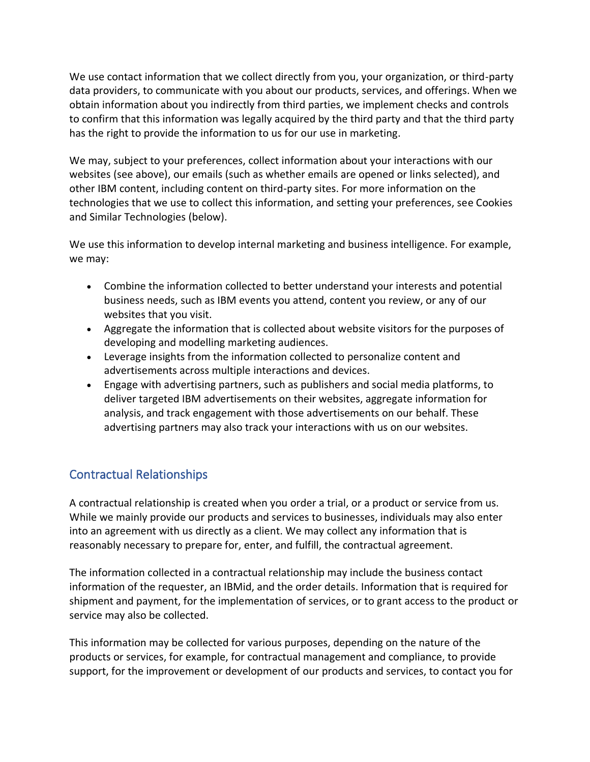We use contact information that we collect directly from you, your organization, or third-party data providers, to communicate with you about our products, services, and offerings. When we obtain information about you indirectly from third parties, we implement checks and controls to confirm that this information was legally acquired by the third party and that the third party has the right to provide the information to us for our use in marketing.

We may, subject to your preferences, collect information about your interactions with our websites (see above), our emails (such as whether emails are opened or links selected), and other IBM content, including content on third-party sites. For more information on the technologies that we use to collect this information, and setting your preferences, see Cookies and Similar Technologies (below).

We use this information to develop internal marketing and business intelligence. For example, we may:

- Combine the information collected to better understand your interests and potential business needs, such as IBM events you attend, content you review, or any of our websites that you visit.
- Aggregate the information that is collected about website visitors for the purposes of developing and modelling marketing audiences.
- Leverage insights from the information collected to personalize content and advertisements across multiple interactions and devices.
- Engage with advertising partners, such as publishers and social media platforms, to deliver targeted IBM advertisements on their websites, aggregate information for analysis, and track engagement with those advertisements on our behalf. These advertising partners may also track your interactions with us on our websites.

## Contractual Relationships

A contractual relationship is created when you order a trial, or a product or service from us. While we mainly provide our products and services to businesses, individuals may also enter into an agreement with us directly as a client. We may collect any information that is reasonably necessary to prepare for, enter, and fulfill, the contractual agreement.

The information collected in a contractual relationship may include the business contact information of the requester, an IBMid, and the order details. Information that is required for shipment and payment, for the implementation of services, or to grant access to the product or service may also be collected.

This information may be collected for various purposes, depending on the nature of the products or services, for example, for contractual management and compliance, to provide support, for the improvement or development of our products and services, to contact you for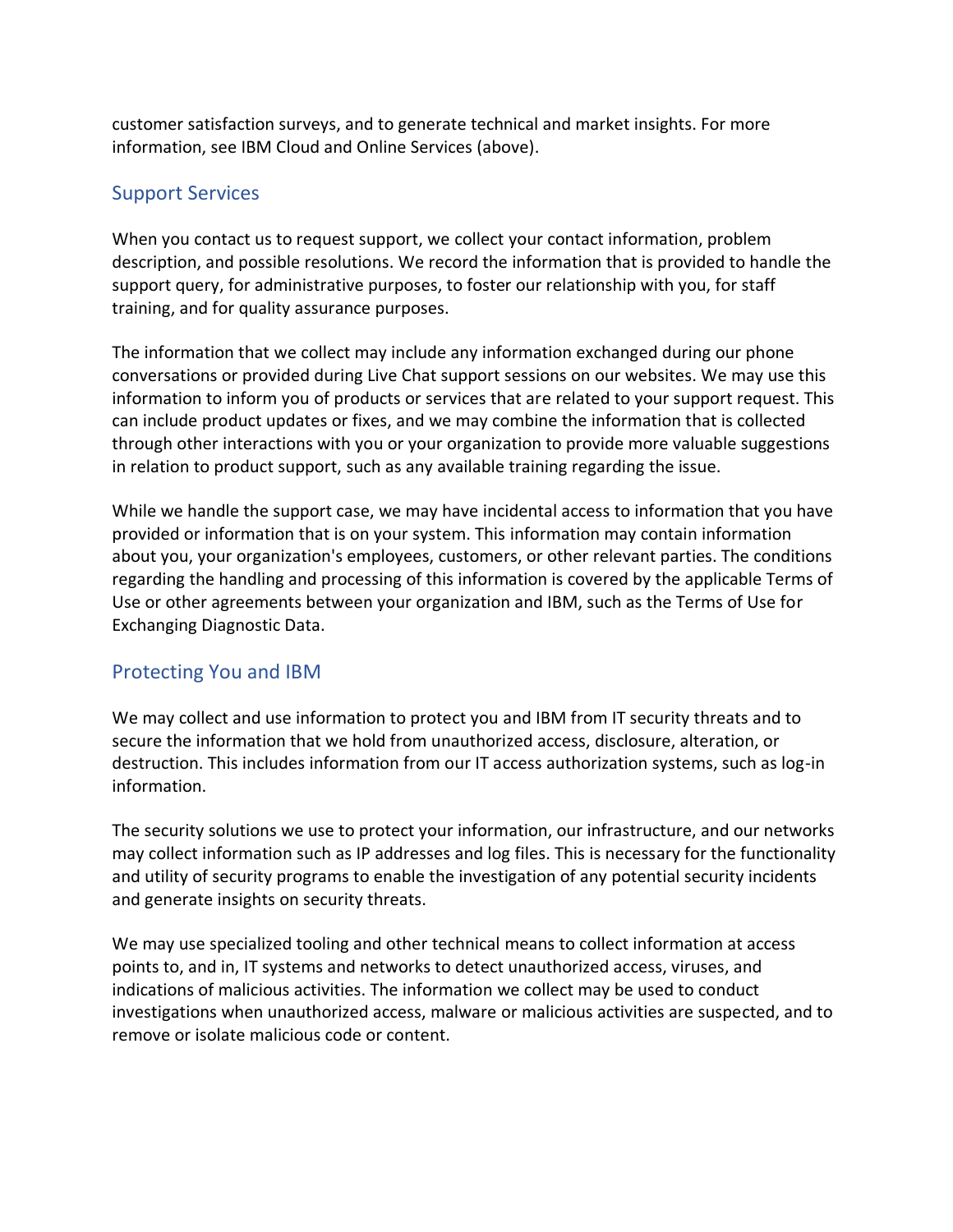customer satisfaction surveys, and to generate technical and market insights. For more information, see IBM Cloud and Online Services (above).

## Support Services

When you contact us to request support, we collect your contact information, problem description, and possible resolutions. We record the information that is provided to handle the support query, for administrative purposes, to foster our relationship with you, for staff training, and for quality assurance purposes.

The information that we collect may include any information exchanged during our phone conversations or provided during Live Chat support sessions on our websites. We may use this information to inform you of products or services that are related to your support request. This can include product updates or fixes, and we may combine the information that is collected through other interactions with you or your organization to provide more valuable suggestions in relation to product support, such as any available training regarding the issue.

While we handle the support case, we may have incidental access to information that you have provided or information that is on your system. This information may contain information about you, your organization's employees, customers, or other relevant parties. The conditions regarding the handling and processing of this information is covered by the applicable Terms of Use or other agreements between your organization and IBM, such as the Terms of Use for Exchanging Diagnostic Data.

## Protecting You and IBM

We may collect and use information to protect you and IBM from IT security threats and to secure the information that we hold from unauthorized access, disclosure, alteration, or destruction. This includes information from our IT access authorization systems, such as log-in information.

The security solutions we use to protect your information, our infrastructure, and our networks may collect information such as IP addresses and log files. This is necessary for the functionality and utility of security programs to enable the investigation of any potential security incidents and generate insights on security threats.

We may use specialized tooling and other technical means to collect information at access points to, and in, IT systems and networks to detect unauthorized access, viruses, and indications of malicious activities. The information we collect may be used to conduct investigations when unauthorized access, malware or malicious activities are suspected, and to remove or isolate malicious code or content.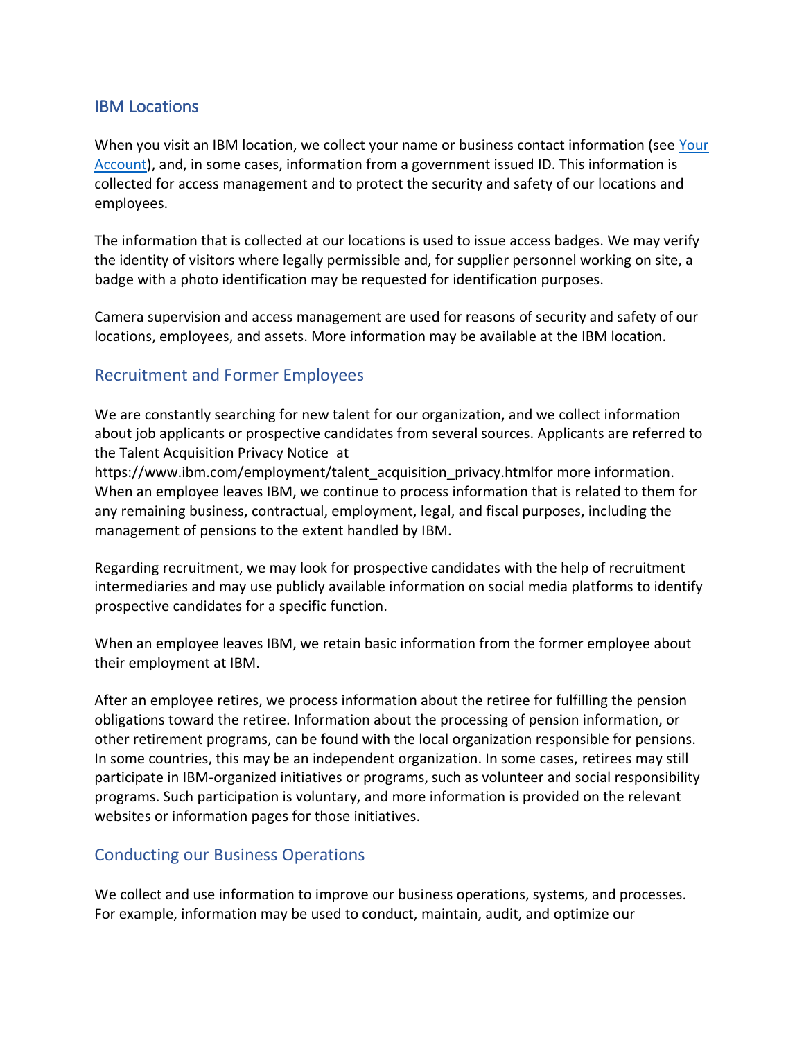## IBM Locations

When you visit an IBM location, we collect your name or business contact information (see [Your Account]), and, in some cases, information from a government issued ID. This information is collected for access management and to protect the security and safety of our locations and employees.

The information that is collected at our locations is used to issue access badges. We may verify the identity of visitors where legally permissible and, for supplier personnel working on site, a badge with a photo identification may be requested for identification purposes.

Camera supervision and access management are used for reasons of security and safety of our locations, employees, and assets. More information may be available at the IBM location.

## Recruitment and Former Employees

We are constantly searching for new talent for our organization, and we collect information about job applicants or prospective candidates from several sources. Applicants are referred to the Talent Acquisition Privacy Notice at https://www.ibm.com/employment/talent_acquisition_privacy.htmlfor more information. When an employee leaves IBM, we continue to process information that is related to them for any remaining business, contractual, employment, legal, and fiscal purposes, including the management of pensions to the extent handled by IBM.

Regarding recruitment, we may look for prospective candidates with the help of recruitment intermediaries and may use publicly available information on social media platforms to identify prospective candidates for a specific function.

When an employee leaves IBM, we retain basic information from the former employee about their employment at IBM.

After an employee retires, we process information about the retiree for fulfilling the pension obligations toward the retiree. Information about the processing of pension information, or other retirement programs, can be found with the local organization responsible for pensions. In some countries, this may be an independent organization. In some cases, retirees may still participate in IBM-organized initiatives or programs, such as volunteer and social responsibility programs. Such participation is voluntary, and more information is provided on the relevant websites or information pages for those initiatives.

## Conducting our Business Operations

We collect and use information to improve our business operations, systems, and processes. For example, information may be used to conduct, maintain, audit, and optimize our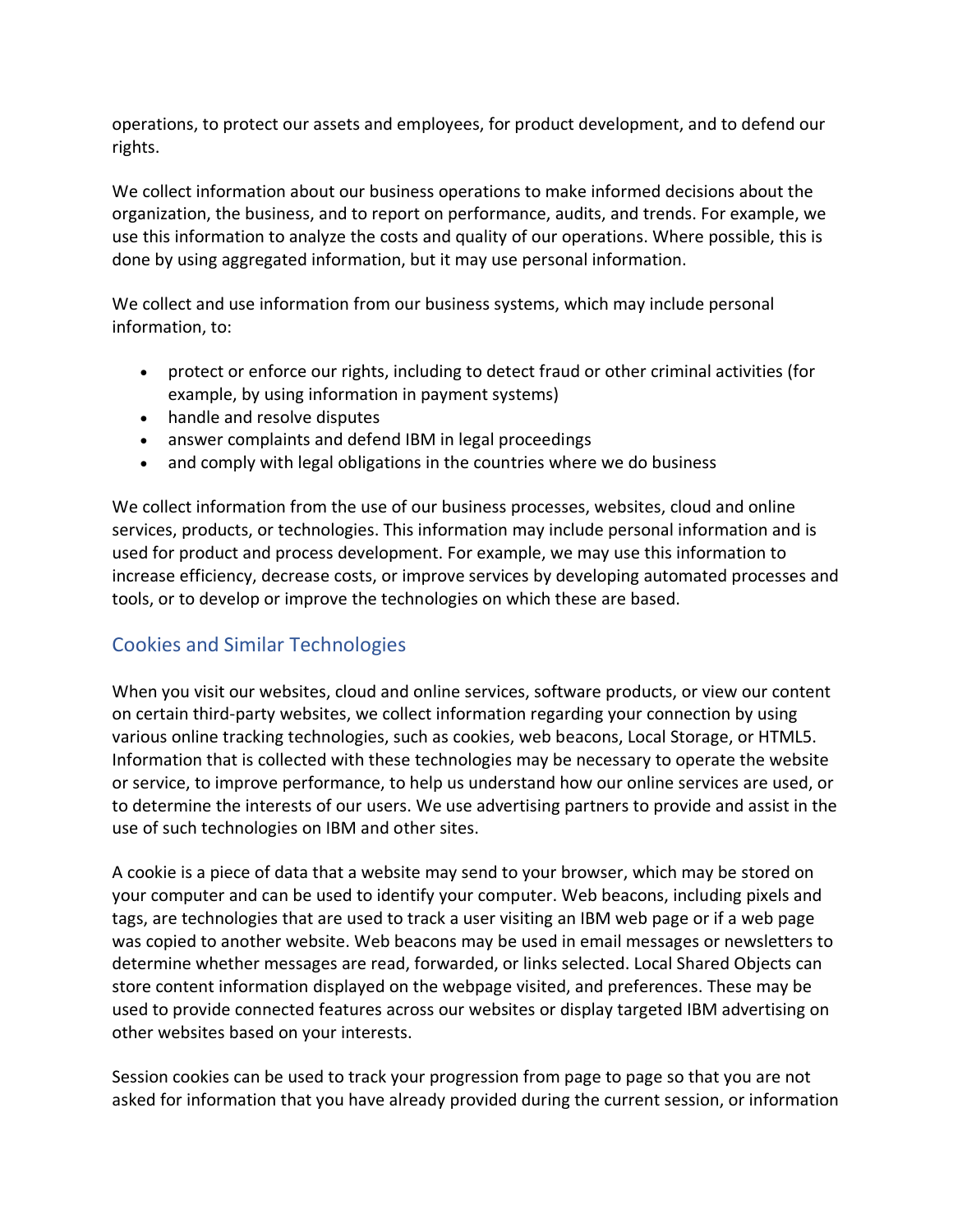operations, to protect our assets and employees, for product development, and to defend our rights.

We collect information about our business operations to make informed decisions about the organization, the business, and to report on performance, audits, and trends. For example, we use this information to analyze the costs and quality of our operations. Where possible, this is done by using aggregated information, but it may use personal information.

We collect and use information from our business systems, which may include personal information, to:

- protect or enforce our rights, including to detect fraud or other criminal activities (for example, by using information in payment systems)
- handle and resolve disputes
- answer complaints and defend IBM in legal proceedings
- and comply with legal obligations in the countries where we do business

We collect information from the use of our business processes, websites, cloud and online services, products, or technologies. This information may include personal information and is used for product and process development. For example, we may use this information to increase efficiency, decrease costs, or improve services by developing automated processes and tools, or to develop or improve the technologies on which these are based.

## Cookies and Similar Technologies

When you visit our websites, cloud and online services, software products, or view our content on certain third-party websites, we collect information regarding your connection by using various online tracking technologies, such as cookies, web beacons, Local Storage, or HTML5. Information that is collected with these technologies may be necessary to operate the website or service, to improve performance, to help us understand how our online services are used, or to determine the interests of our users. We use advertising partners to provide and assist in the use of such technologies on IBM and other sites.

A cookie is a piece of data that a website may send to your browser, which may be stored on your computer and can be used to identify your computer. Web beacons, including pixels and tags, are technologies that are used to track a user visiting an IBM web page or if a web page was copied to another website. Web beacons may be used in email messages or newsletters to determine whether messages are read, forwarded, or links selected. Local Shared Objects can store content information displayed on the webpage visited, and preferences. These may be used to provide connected features across our websites or display targeted IBM advertising on other websites based on your interests.

Session cookies can be used to track your progression from page to page so that you are not asked for information that you have already provided during the current session, or information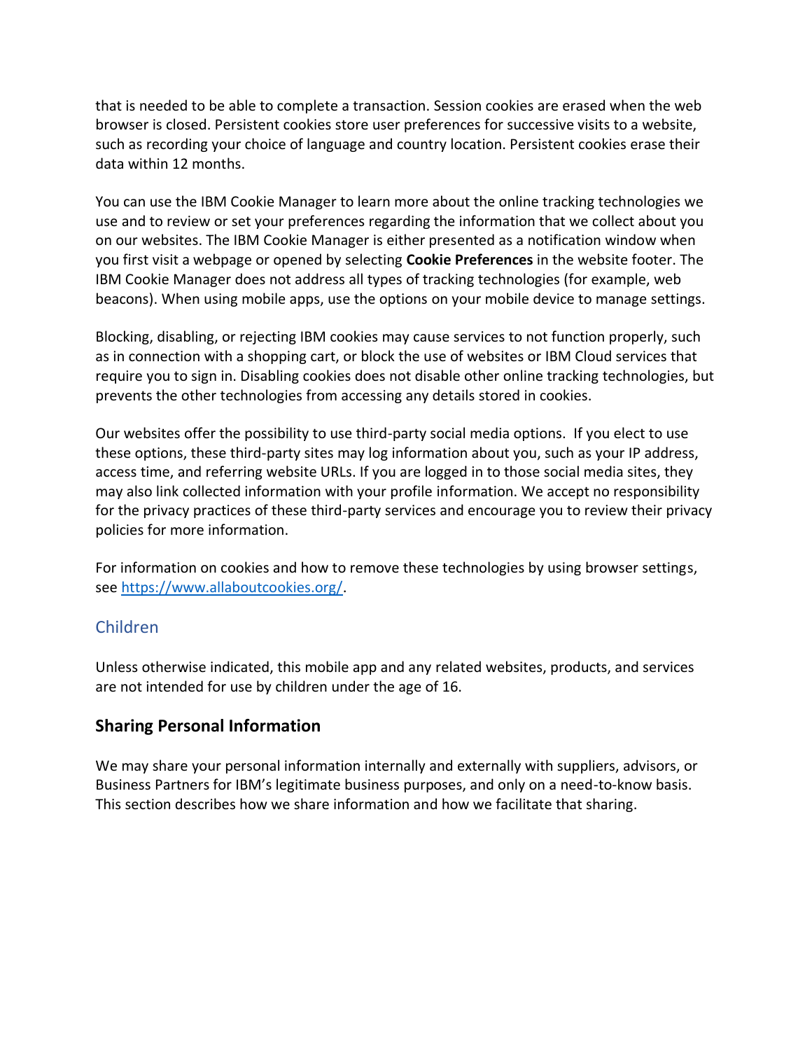that is needed to be able to complete a transaction. Session cookies are erased when the web browser is closed. Persistent cookies store user preferences for successive visits to a website, such as recording your choice of language and country location. Persistent cookies erase their data within 12 months.

You can use the IBM Cookie Manager to learn more about the online tracking technologies we use and to review or set your preferences regarding the information that we collect about you on our websites. The IBM Cookie Manager is either presented as a notification window when you first visit a webpage or opened by selecting **Cookie Preferences** in the website footer. The IBM Cookie Manager does not address all types of tracking technologies (for example, web beacons). When using mobile apps, use the options on your mobile device to manage settings.

Blocking, disabling, or rejecting IBM cookies may cause services to not function properly, such as in connection with a shopping cart, or block the use of websites or IBM Cloud services that require you to sign in. Disabling cookies does not disable other online tracking technologies, but prevents the other technologies from accessing any details stored in cookies.

Our websites offer the possibility to use third-party social media options. If you elect to use these options, these third-party sites may log information about you, such as your IP address, access time, and referring website URLs. If you are logged in to those social media sites, they may also link collected information with your profile information. We accept no responsibility for the privacy practices of these third-party services and encourage you to review their privacy policies for more information.

For information on cookies and how to remove these technologies by using browser settings, see [https://www.allaboutcookies.org/](https://www.allaboutcookies.org/).

### Children

Unless otherwise indicated, this mobile app and any related websites, products, and services are not intended for use by children under the age of 16.

## Sharing Personal Information

We may share your personal information internally and externally with suppliers, advisors, or Business Partners for IBM's legitimate business purposes, and only on a need-to-know basis. This section describes how we share information and how we facilitate that sharing.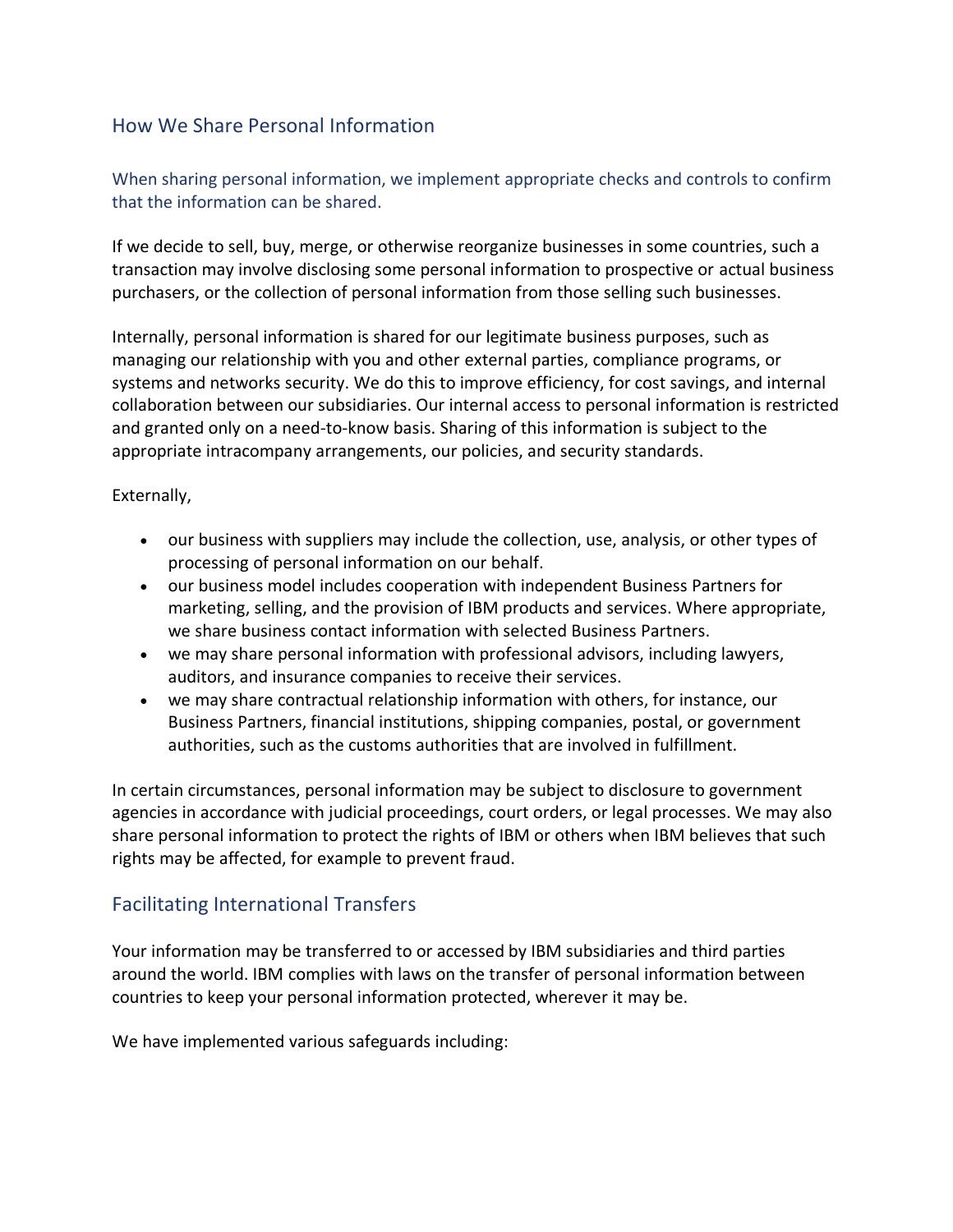## How We Share Personal Information

When sharing personal information, we implement appropriate checks and controls to confirm that the information can be shared.

If we decide to sell, buy, merge, or otherwise reorganize businesses in some countries, such a transaction may involve disclosing some personal information to prospective or actual business purchasers, or the collection of personal information from those selling such businesses.

Internally, personal information is shared for our legitimate business purposes, such as managing our relationship with you and other external parties, compliance programs, or systems and networks security. We do this to improve efficiency, for cost savings, and internal collaboration between our subsidiaries. Our internal access to personal information is restricted and granted only on a need-to-know basis. Sharing of this information is subject to the appropriate intracompany arrangements, our policies, and security standards.

Externally,

- our business with suppliers may include the collection, use, analysis, or other types of processing of personal information on our behalf.
- our business model includes cooperation with independent Business Partners for marketing, selling, and the provision of IBM products and services. Where appropriate, we share business contact information with selected Business Partners.
- we may share personal information with professional advisors, including lawyers, auditors, and insurance companies to receive their services.
- we may share contractual relationship information with others, for instance, our Business Partners, financial institutions, shipping companies, postal, or government authorities, such as the customs authorities that are involved in fulfillment.

In certain circumstances, personal information may be subject to disclosure to government agencies in accordance with judicial proceedings, court orders, or legal processes. We may also share personal information to protect the rights of IBM or others when IBM believes that such rights may be affected, for example to prevent fraud.

## Facilitating International Transfers

Your information may be transferred to or accessed by IBM subsidiaries and third parties around the world. IBM complies with laws on the transfer of personal information between countries to keep your personal information protected, wherever it may be.

We have implemented various safeguards including: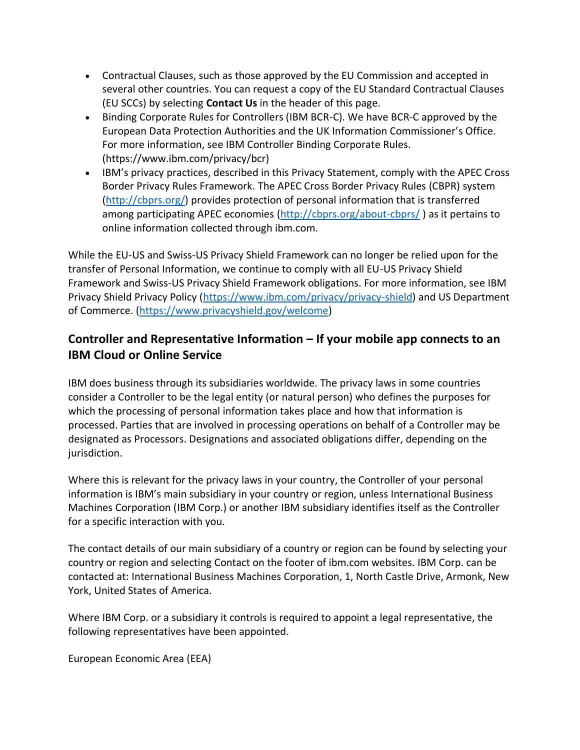- Contractual Clauses, such as those approved by the EU Commission and accepted in several other countries. You can request a copy of the EU Standard Contractual Clauses (EU SCCs) by selecting **Contact Us** in the header of this page.
- Binding Corporate Rules for Controllers (IBM BCR-C). We have BCR-C approved by the European Data Protection Authorities and the UK Information Commissioner's Office. For more information, see IBM Controller Binding Corporate Rules. (https://www.ibm.com/privacy/bcr)
- IBM's privacy practices, described in this Privacy Statement, comply with the APEC Cross Border Privacy Rules Framework. The APEC Cross Border Privacy Rules (CBPR) system (http://cbprs.org/) provides protection of personal information that is transferred among participating APEC economies (http://cbprs.org/about-cbprs/ ) as it pertains to online information collected through ibm.com.

While the EU-US and Swiss-US Privacy Shield Framework can no longer be relied upon for the transfer of Personal Information, we continue to comply with all EU-US Privacy Shield Framework and Swiss-US Privacy Shield Framework obligations. For more information, see IBM Privacy Shield Privacy Policy (https://www.ibm.com/privacy/privacy-shield) and US Department of Commerce. (https://www.privacyshield.gov/welcome)

## Controller and Representative Information – If your mobile app connects to an IBM Cloud or Online Service

IBM does business through its subsidiaries worldwide. The privacy laws in some countries consider a Controller to be the legal entity (or natural person) who defines the purposes for which the processing of personal information takes place and how that information is processed. Parties that are involved in processing operations on behalf of a Controller may be designated as Processors. Designations and associated obligations differ, depending on the jurisdiction.

Where this is relevant for the privacy laws in your country, the Controller of your personal information is IBM's main subsidiary in your country or region, unless International Business Machines Corporation (IBM Corp.) or another IBM subsidiary identifies itself as the Controller for a specific interaction with you.

The contact details of our main subsidiary of a country or region can be found by selecting your country or region and selecting Contact on the footer of ibm.com websites. IBM Corp. can be contacted at: International Business Machines Corporation, 1, North Castle Drive, Armonk, New York, United States of America.

Where IBM Corp. or a subsidiary it controls is required to appoint a legal representative, the following representatives have been appointed.

European Economic Area (EEA)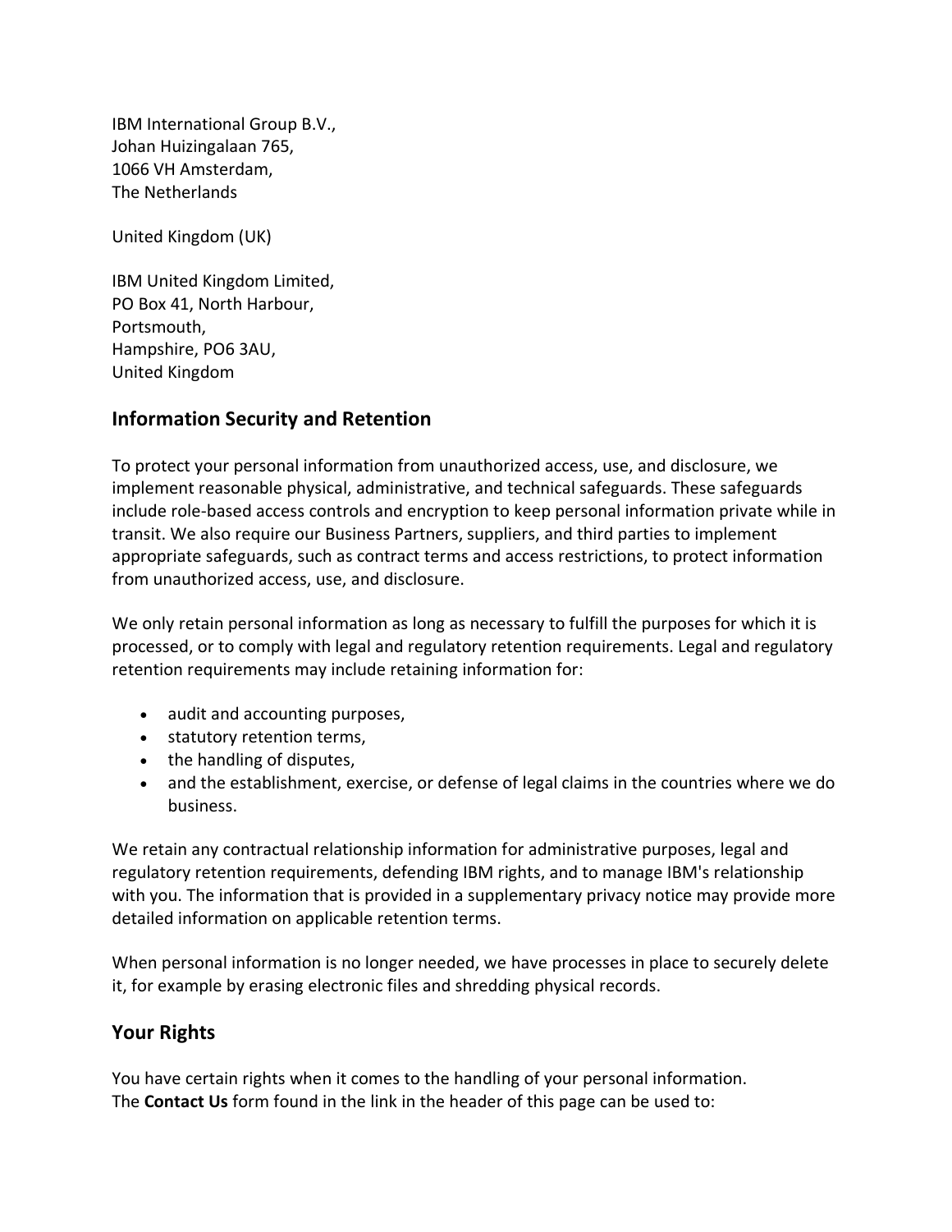IBM International Group B.V.,
Johan Huizingalaan 765,
1066 VH Amsterdam,
The Netherlands

United Kingdom (UK)

IBM United Kingdom Limited,
PO Box 41, North Harbour,
Portsmouth,
Hampshire, PO6 3AU,
United Kingdom

## Information Security and Retention

To protect your personal information from unauthorized access, use, and disclosure, we implement reasonable physical, administrative, and technical safeguards. These safeguards include role-based access controls and encryption to keep personal information private while in transit. We also require our Business Partners, suppliers, and third parties to implement appropriate safeguards, such as contract terms and access restrictions, to protect information from unauthorized access, use, and disclosure.

We only retain personal information as long as necessary to fulfill the purposes for which it is processed, or to comply with legal and regulatory retention requirements. Legal and regulatory retention requirements may include retaining information for:

- audit and accounting purposes,
- statutory retention terms,
- the handling of disputes,
- and the establishment, exercise, or defense of legal claims in the countries where we do business.

We retain any contractual relationship information for administrative purposes, legal and regulatory retention requirements, defending IBM rights, and to manage IBM's relationship with you. The information that is provided in a supplementary privacy notice may provide more detailed information on applicable retention terms.

When personal information is no longer needed, we have processes in place to securely delete it, for example by erasing electronic files and shredding physical records.

## Your Rights

You have certain rights when it comes to the handling of your personal information.
The **Contact Us** form found in the link in the header of this page can be used to: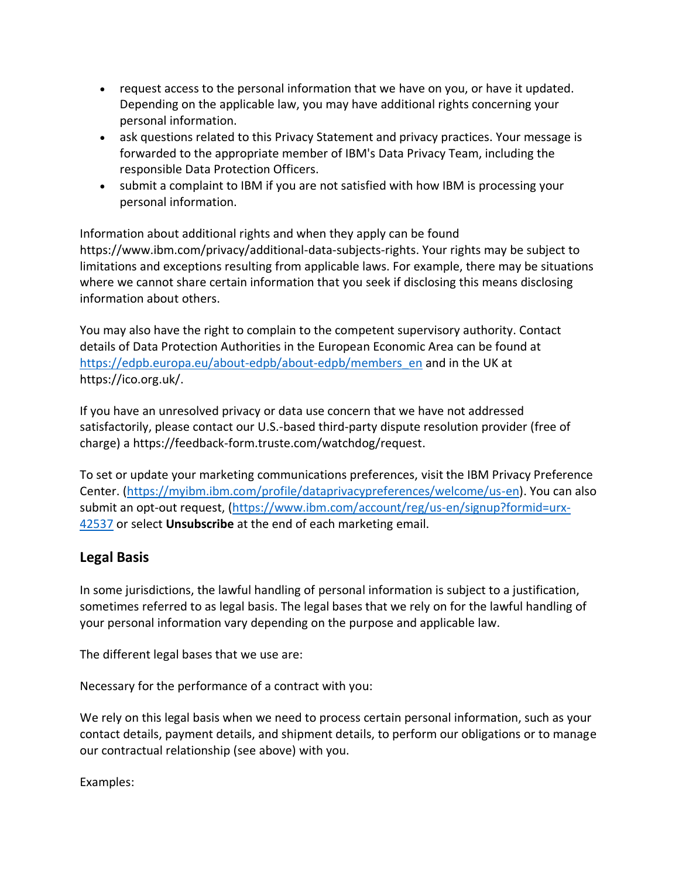- request access to the personal information that we have on you, or have it updated. Depending on the applicable law, you may have additional rights concerning your personal information.
- ask questions related to this Privacy Statement and privacy practices. Your message is forwarded to the appropriate member of IBM's Data Privacy Team, including the responsible Data Protection Officers.
- submit a complaint to IBM if you are not satisfied with how IBM is processing your personal information.

Information about additional rights and when they apply can be found https://www.ibm.com/privacy/additional-data-subjects-rights. Your rights may be subject to limitations and exceptions resulting from applicable laws. For example, there may be situations where we cannot share certain information that you seek if disclosing this means disclosing information about others.

You may also have the right to complain to the competent supervisory authority. Contact details of Data Protection Authorities in the European Economic Area can be found at https://edpb.europa.eu/about-edpb/about-edpb/members_en and in the UK at https://ico.org.uk/.

If you have an unresolved privacy or data use concern that we have not addressed satisfactorily, please contact our U.S.-based third-party dispute resolution provider (free of charge) a https://feedback-form.truste.com/watchdog/request.

To set or update your marketing communications preferences, visit the IBM Privacy Preference Center. (https://myibm.ibm.com/profile/dataprivacypreferences/welcome/us-en). You can also submit an opt-out request, (https://www.ibm.com/account/reg/us-en/signup?formid=urx-42537 or select **Unsubscribe** at the end of each marketing email.

## Legal Basis

In some jurisdictions, the lawful handling of personal information is subject to a justification, sometimes referred to as legal basis. The legal bases that we rely on for the lawful handling of your personal information vary depending on the purpose and applicable law.

The different legal bases that we use are:

Necessary for the performance of a contract with you:

We rely on this legal basis when we need to process certain personal information, such as your contact details, payment details, and shipment details, to perform our obligations or to manage our contractual relationship (see above) with you.

Examples: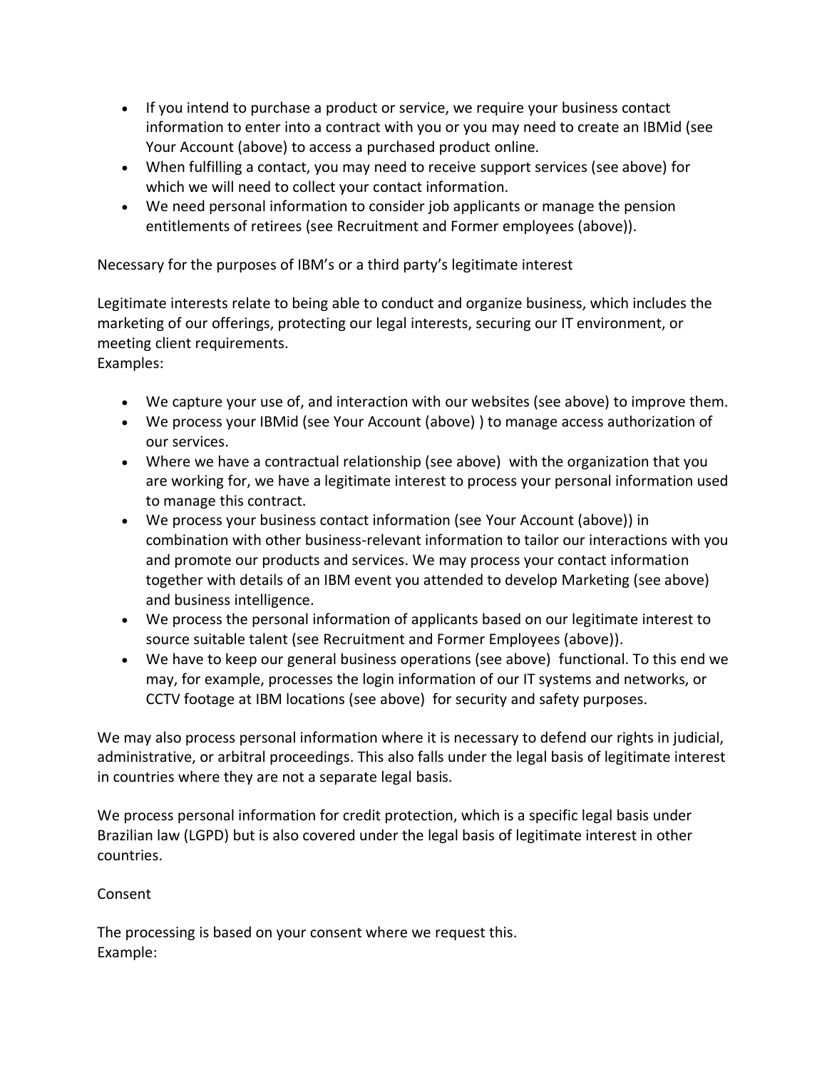- If you intend to purchase a product or service, we require your business contact information to enter into a contract with you or you may need to create an IBMid (see Your Account (above) to access a purchased product online.
- When fulfilling a contact, you may need to receive support services (see above) for which we will need to collect your contact information.
- We need personal information to consider job applicants or manage the pension entitlements of retirees (see Recruitment and Former employees (above)).

Necessary for the purposes of IBM's or a third party's legitimate interest

Legitimate interests relate to being able to conduct and organize business, which includes the marketing of our offerings, protecting our legal interests, securing our IT environment, or meeting client requirements.
Examples:

- We capture your use of, and interaction with our websites (see above) to improve them.
- We process your IBMid (see Your Account (above) ) to manage access authorization of our services.
- Where we have a contractual relationship (see above) with the organization that you are working for, we have a legitimate interest to process your personal information used to manage this contract.
- We process your business contact information (see Your Account (above)) in combination with other business-relevant information to tailor our interactions with you and promote our products and services. We may process your contact information together with details of an IBM event you attended to develop Marketing (see above) and business intelligence.
- We process the personal information of applicants based on our legitimate interest to source suitable talent (see Recruitment and Former Employees (above)).
- We have to keep our general business operations (see above) functional. To this end we may, for example, processes the login information of our IT systems and networks, or CCTV footage at IBM locations (see above) for security and safety purposes.

We may also process personal information where it is necessary to defend our rights in judicial, administrative, or arbitral proceedings. This also falls under the legal basis of legitimate interest in countries where they are not a separate legal basis.

We process personal information for credit protection, which is a specific legal basis under Brazilian law (LGPD) but is also covered under the legal basis of legitimate interest in other countries.

Consent

The processing is based on your consent where we request this.
Example: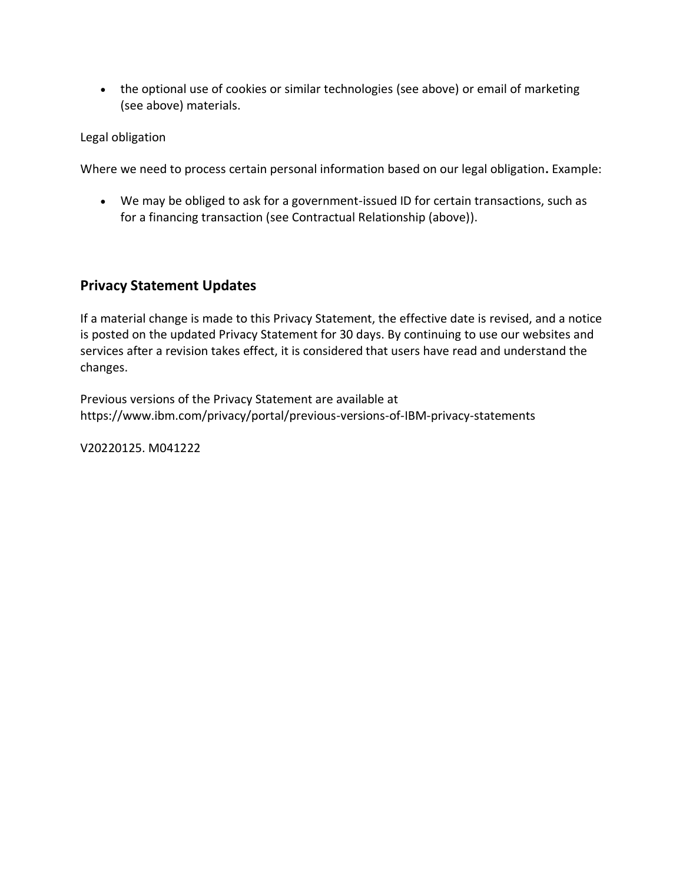- the optional use of cookies or similar technologies (see above) or email of marketing (see above) materials.

Legal obligation

Where we need to process certain personal information based on our legal obligation**.** Example:

- We may be obliged to ask for a government-issued ID for certain transactions, such as for a financing transaction (see Contractual Relationship (above)).

## Privacy Statement Updates

If a material change is made to this Privacy Statement, the effective date is revised, and a notice is posted on the updated Privacy Statement for 30 days. By continuing to use our websites and services after a revision takes effect, it is considered that users have read and understand the changes.

Previous versions of the Privacy Statement are available at https://www.ibm.com/privacy/portal/previous-versions-of-IBM-privacy-statements

V20220125. M041222